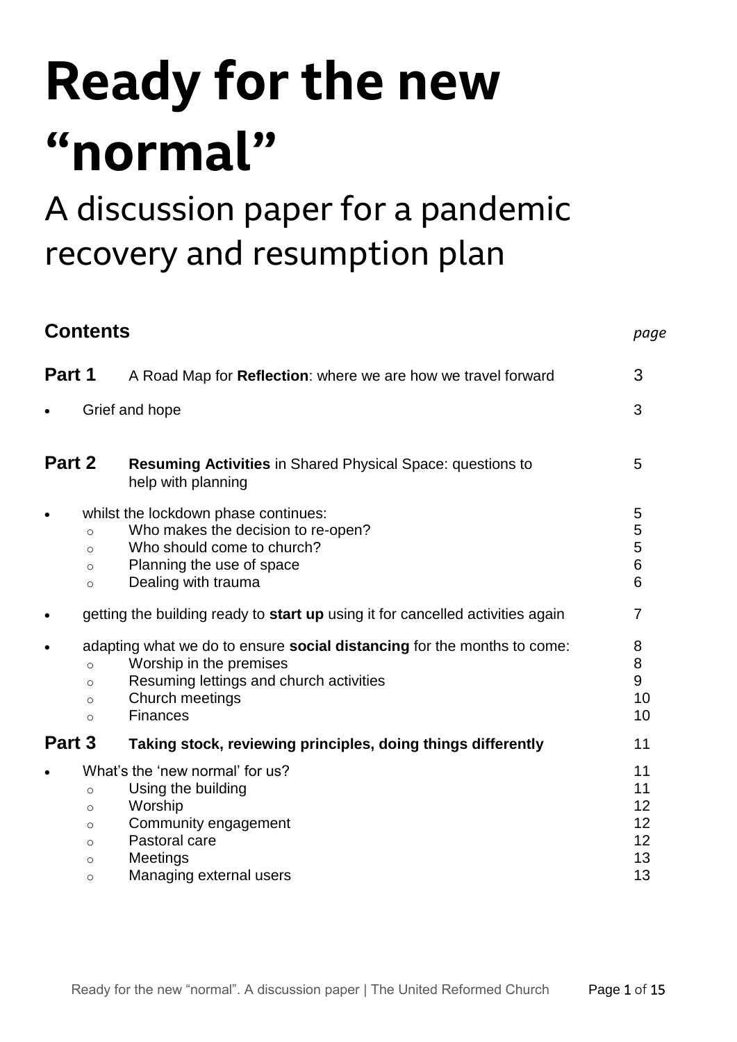# Ready for the new "normal"

## A discussion paper for a pandemic recovery and resumption plan

### Contents

| | | *page* |
|---|---|---|
| **Part 1** | A Road Map for **Reflection**: where we are how we travel forward | 3 |
| • | Grief and hope | 3 |
| **Part 2** | **Resuming Activities** in Shared Physical Space: questions to help with planning | 5 |
| • | whilst the lockdown phase continues: | 5 |
| | ○ Who makes the decision to re-open? | 5 |
| | ○ Who should come to church? | 5 |
| | ○ Planning the use of space | 6 |
| | ○ Dealing with trauma | 6 |
| • | getting the building ready to **start up** using it for cancelled activities again | 7 |
| • | adapting what we do to ensure **social distancing** for the months to come: | 8 |
| | ○ Worship in the premises | 8 |
| | ○ Resuming lettings and church activities | 9 |
| | ○ Church meetings | 10 |
| | ○ Finances | 10 |
| **Part 3** | **Taking stock, reviewing principles, doing things differently** | 11 |
| • | What's the 'new normal' for us? | 11 |
| | ○ Using the building | 11 |
| | ○ Worship | 12 |
| | ○ Community engagement | 12 |
| | ○ Pastoral care | 12 |
| | ○ Meetings | 13 |
| | ○ Managing external users | 13 |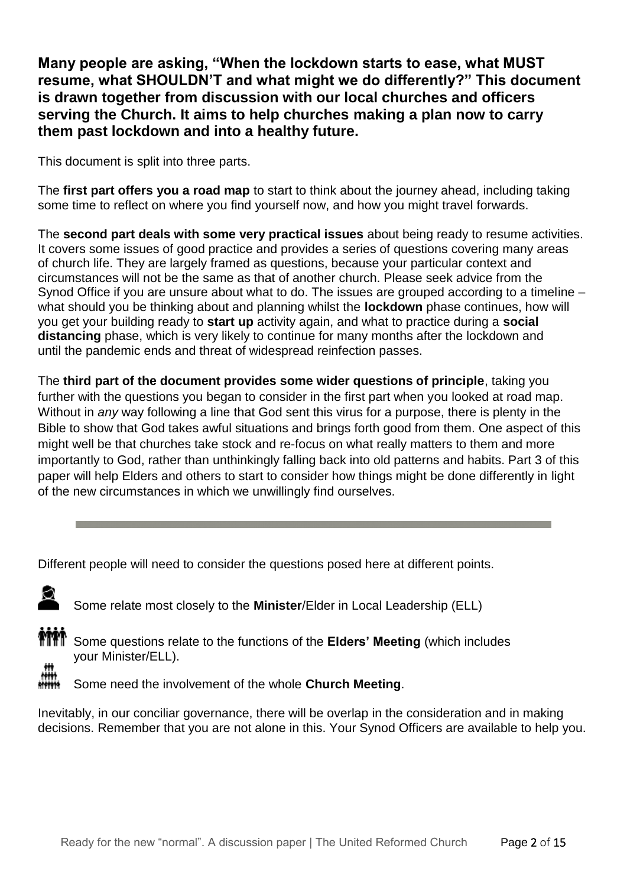**Many people are asking, "When the lockdown starts to ease, what MUST resume, what SHOULDN'T and what might we do differently?" This document is drawn together from discussion with our local churches and officers serving the Church. It aims to help churches making a plan now to carry them past lockdown and into a healthy future.**

This document is split into three parts.

The **first part offers you a road map** to start to think about the journey ahead, including taking some time to reflect on where you find yourself now, and how you might travel forwards.

The **second part deals with some very practical issues** about being ready to resume activities. It covers some issues of good practice and provides a series of questions covering many areas of church life. They are largely framed as questions, because your particular context and circumstances will not be the same as that of another church. Please seek advice from the Synod Office if you are unsure about what to do. The issues are grouped according to a timeline – what should you be thinking about and planning whilst the **lockdown** phase continues, how will you get your building ready to **start up** activity again, and what to practice during a **social distancing** phase, which is very likely to continue for many months after the lockdown and until the pandemic ends and threat of widespread reinfection passes.

The **third part of the document provides some wider questions of principle**, taking you further with the questions you began to consider in the first part when you looked at road map. Without in *any* way following a line that God sent this virus for a purpose, there is plenty in the Bible to show that God takes awful situations and brings forth good from them. One aspect of this might well be that churches take stock and re-focus on what really matters to them and more importantly to God, rather than unthinkingly falling back into old patterns and habits. Part 3 of this paper will help Elders and others to start to consider how things might be done differently in light of the new circumstances in which we unwillingly find ourselves.

---

Different people will need to consider the questions posed here at different points.

Some relate most closely to the **Minister**/Elder in Local Leadership (ELL)

Some questions relate to the functions of the **Elders' Meeting** (which includes your Minister/ELL).

Some need the involvement of the whole **Church Meeting**.

Inevitably, in our conciliar governance, there will be overlap in the consideration and in making decisions. Remember that you are not alone in this. Your Synod Officers are available to help you.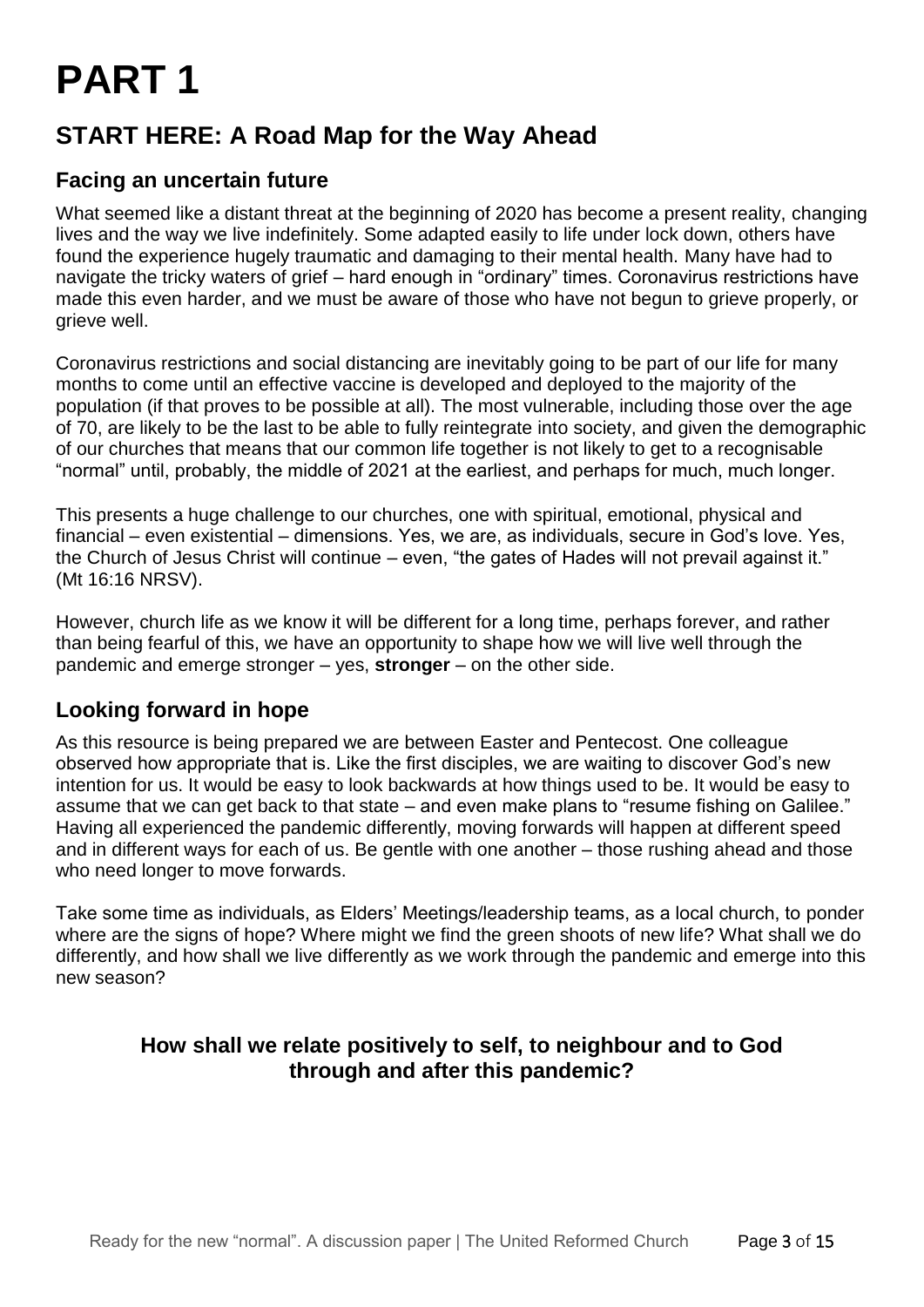# PART 1

## START HERE: A Road Map for the Way Ahead

### Facing an uncertain future

What seemed like a distant threat at the beginning of 2020 has become a present reality, changing lives and the way we live indefinitely. Some adapted easily to life under lock down, others have found the experience hugely traumatic and damaging to their mental health. Many have had to navigate the tricky waters of grief – hard enough in "ordinary" times. Coronavirus restrictions have made this even harder, and we must be aware of those who have not begun to grieve properly, or grieve well.

Coronavirus restrictions and social distancing are inevitably going to be part of our life for many months to come until an effective vaccine is developed and deployed to the majority of the population (if that proves to be possible at all). The most vulnerable, including those over the age of 70, are likely to be the last to be able to fully reintegrate into society, and given the demographic of our churches that means that our common life together is not likely to get to a recognisable "normal" until, probably, the middle of 2021 at the earliest, and perhaps for much, much longer.

This presents a huge challenge to our churches, one with spiritual, emotional, physical and financial – even existential – dimensions. Yes, we are, as individuals, secure in God's love. Yes, the Church of Jesus Christ will continue – even, "the gates of Hades will not prevail against it." (Mt 16:16 NRSV).

However, church life as we know it will be different for a long time, perhaps forever, and rather than being fearful of this, we have an opportunity to shape how we will live well through the pandemic and emerge stronger – yes, **stronger** – on the other side.

### Looking forward in hope

As this resource is being prepared we are between Easter and Pentecost. One colleague observed how appropriate that is. Like the first disciples, we are waiting to discover God's new intention for us. It would be easy to look backwards at how things used to be. It would be easy to assume that we can get back to that state – and even make plans to "resume fishing on Galilee." Having all experienced the pandemic differently, moving forwards will happen at different speed and in different ways for each of us. Be gentle with one another – those rushing ahead and those who need longer to move forwards.

Take some time as individuals, as Elders' Meetings/leadership teams, as a local church, to ponder where are the signs of hope? Where might we find the green shoots of new life? What shall we do differently, and how shall we live differently as we work through the pandemic and emerge into this new season?

**How shall we relate positively to self, to neighbour and to God through and after this pandemic?**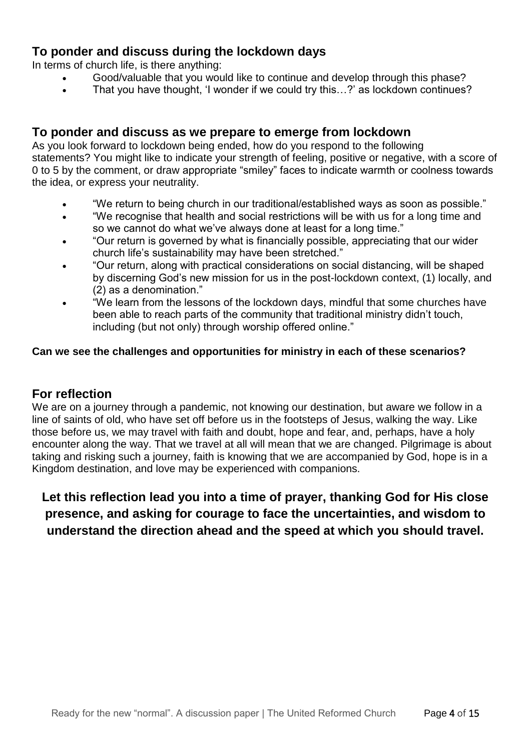## To ponder and discuss during the lockdown days

In terms of church life, is there anything:

- Good/valuable that you would like to continue and develop through this phase?
- That you have thought, 'I wonder if we could try this…?' as lockdown continues?

## To ponder and discuss as we prepare to emerge from lockdown

As you look forward to lockdown being ended, how do you respond to the following statements? You might like to indicate your strength of feeling, positive or negative, with a score of 0 to 5 by the comment, or draw appropriate "smiley" faces to indicate warmth or coolness towards the idea, or express your neutrality.

- "We return to being church in our traditional/established ways as soon as possible."
- "We recognise that health and social restrictions will be with us for a long time and so we cannot do what we've always done at least for a long time."
- "Our return is governed by what is financially possible, appreciating that our wider church life's sustainability may have been stretched."
- "Our return, along with practical considerations on social distancing, will be shaped by discerning God's new mission for us in the post-lockdown context, (1) locally, and (2) as a denomination."
- "We learn from the lessons of the lockdown days, mindful that some churches have been able to reach parts of the community that traditional ministry didn't touch, including (but not only) through worship offered online."

**Can we see the challenges and opportunities for ministry in each of these scenarios?**

## For reflection

We are on a journey through a pandemic, not knowing our destination, but aware we follow in a line of saints of old, who have set off before us in the footsteps of Jesus, walking the way. Like those before us, we may travel with faith and doubt, hope and fear, and, perhaps, have a holy encounter along the way. That we travel at all will mean that we are changed. Pilgrimage is about taking and risking such a journey, faith is knowing that we are accompanied by God, hope is in a Kingdom destination, and love may be experienced with companions.

**Let this reflection lead you into a time of prayer, thanking God for His close presence, and asking for courage to face the uncertainties, and wisdom to understand the direction ahead and the speed at which you should travel.**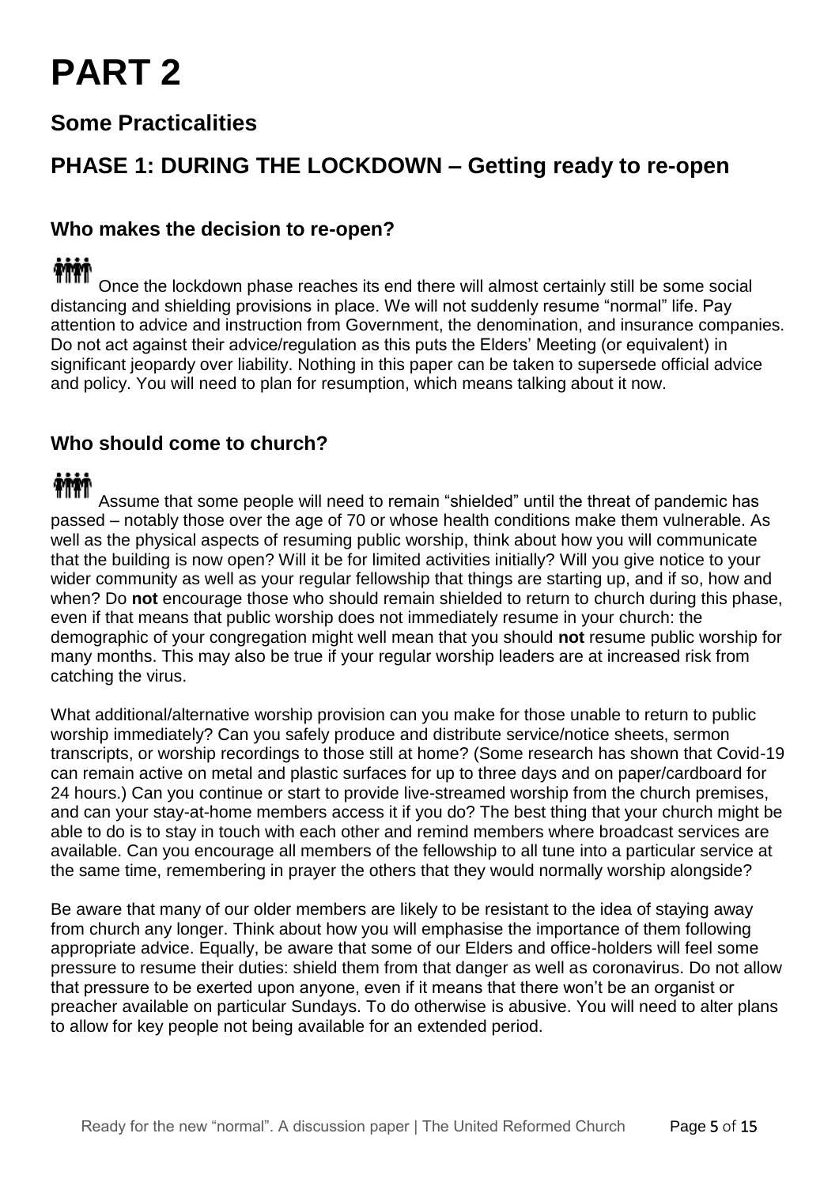# PART 2

## Some Practicalities

## PHASE 1: DURING THE LOCKDOWN – Getting ready to re-open

### Who makes the decision to re-open?

Once the lockdown phase reaches its end there will almost certainly still be some social distancing and shielding provisions in place. We will not suddenly resume "normal" life. Pay attention to advice and instruction from Government, the denomination, and insurance companies. Do not act against their advice/regulation as this puts the Elders' Meeting (or equivalent) in significant jeopardy over liability. Nothing in this paper can be taken to supersede official advice and policy. You will need to plan for resumption, which means talking about it now.

### Who should come to church?

Assume that some people will need to remain "shielded" until the threat of pandemic has passed – notably those over the age of 70 or whose health conditions make them vulnerable. As well as the physical aspects of resuming public worship, think about how you will communicate that the building is now open? Will it be for limited activities initially? Will you give notice to your wider community as well as your regular fellowship that things are starting up, and if so, how and when? Do **not** encourage those who should remain shielded to return to church during this phase, even if that means that public worship does not immediately resume in your church: the demographic of your congregation might well mean that you should **not** resume public worship for many months. This may also be true if your regular worship leaders are at increased risk from catching the virus.

What additional/alternative worship provision can you make for those unable to return to public worship immediately? Can you safely produce and distribute service/notice sheets, sermon transcripts, or worship recordings to those still at home? (Some research has shown that Covid-19 can remain active on metal and plastic surfaces for up to three days and on paper/cardboard for 24 hours.) Can you continue or start to provide live-streamed worship from the church premises, and can your stay-at-home members access it if you do? The best thing that your church might be able to do is to stay in touch with each other and remind members where broadcast services are available. Can you encourage all members of the fellowship to all tune into a particular service at the same time, remembering in prayer the others that they would normally worship alongside?

Be aware that many of our older members are likely to be resistant to the idea of staying away from church any longer. Think about how you will emphasise the importance of them following appropriate advice. Equally, be aware that some of our Elders and office-holders will feel some pressure to resume their duties: shield them from that danger as well as coronavirus. Do not allow that pressure to be exerted upon anyone, even if it means that there won't be an organist or preacher available on particular Sundays. To do otherwise is abusive. You will need to alter plans to allow for key people not being available for an extended period.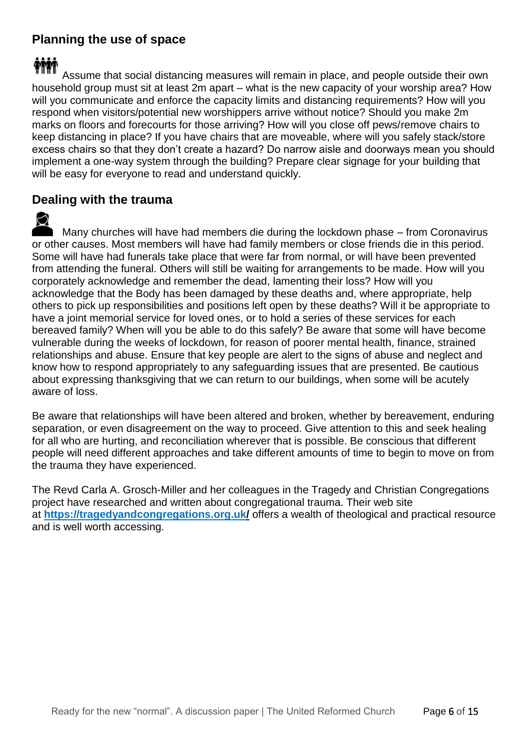## Planning the use of space

Assume that social distancing measures will remain in place, and people outside their own household group must sit at least 2m apart – what is the new capacity of your worship area? How will you communicate and enforce the capacity limits and distancing requirements? How will you respond when visitors/potential new worshippers arrive without notice? Should you make 2m marks on floors and forecourts for those arriving? How will you close off pews/remove chairs to keep distancing in place? If you have chairs that are moveable, where will you safely stack/store excess chairs so that they don't create a hazard? Do narrow aisle and doorways mean you should implement a one-way system through the building? Prepare clear signage for your building that will be easy for everyone to read and understand quickly.

## Dealing with the trauma

Many churches will have had members die during the lockdown phase – from Coronavirus or other causes. Most members will have had family members or close friends die in this period. Some will have had funerals take place that were far from normal, or will have been prevented from attending the funeral. Others will still be waiting for arrangements to be made. How will you corporately acknowledge and remember the dead, lamenting their loss? How will you acknowledge that the Body has been damaged by these deaths and, where appropriate, help others to pick up responsibilities and positions left open by these deaths? Will it be appropriate to have a joint memorial service for loved ones, or to hold a series of these services for each bereaved family? When will you be able to do this safely? Be aware that some will have become vulnerable during the weeks of lockdown, for reason of poorer mental health, finance, strained relationships and abuse. Ensure that key people are alert to the signs of abuse and neglect and know how to respond appropriately to any safeguarding issues that are presented. Be cautious about expressing thanksgiving that we can return to our buildings, when some will be acutely aware of loss.

Be aware that relationships will have been altered and broken, whether by bereavement, enduring separation, or even disagreement on the way to proceed. Give attention to this and seek healing for all who are hurting, and reconciliation wherever that is possible. Be conscious that different people will need different approaches and take different amounts of time to begin to move on from the trauma they have experienced.

The Revd Carla A. Grosch-Miller and her colleagues in the Tragedy and Christian Congregations project have researched and written about congregational trauma. Their web site at **https://tragedyandcongregations.org.uk/** offers a wealth of theological and practical resource and is well worth accessing.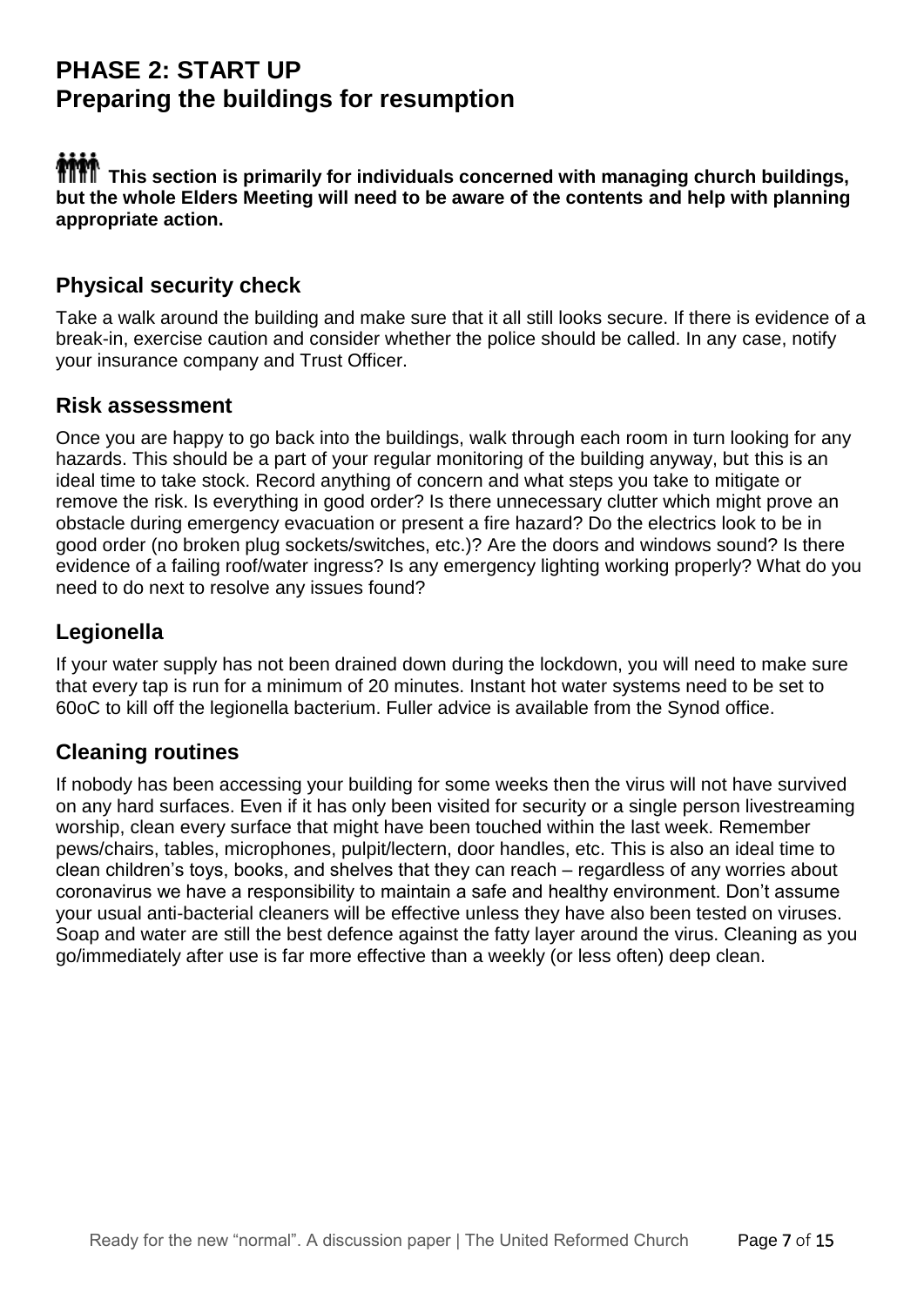# PHASE 2: START UP
# Preparing the buildings for resumption

**This section is primarily for individuals concerned with managing church buildings, but the whole Elders Meeting will need to be aware of the contents and help with planning appropriate action.**

## Physical security check

Take a walk around the building and make sure that it all still looks secure. If there is evidence of a break-in, exercise caution and consider whether the police should be called. In any case, notify your insurance company and Trust Officer.

## Risk assessment

Once you are happy to go back into the buildings, walk through each room in turn looking for any hazards. This should be a part of your regular monitoring of the building anyway, but this is an ideal time to take stock. Record anything of concern and what steps you take to mitigate or remove the risk. Is everything in good order? Is there unnecessary clutter which might prove an obstacle during emergency evacuation or present a fire hazard? Do the electrics look to be in good order (no broken plug sockets/switches, etc.)? Are the doors and windows sound? Is there evidence of a failing roof/water ingress? Is any emergency lighting working properly? What do you need to do next to resolve any issues found?

## Legionella

If your water supply has not been drained down during the lockdown, you will need to make sure that every tap is run for a minimum of 20 minutes. Instant hot water systems need to be set to 60oC to kill off the legionella bacterium. Fuller advice is available from the Synod office.

## Cleaning routines

If nobody has been accessing your building for some weeks then the virus will not have survived on any hard surfaces. Even if it has only been visited for security or a single person livestreaming worship, clean every surface that might have been touched within the last week. Remember pews/chairs, tables, microphones, pulpit/lectern, door handles, etc. This is also an ideal time to clean children's toys, books, and shelves that they can reach – regardless of any worries about coronavirus we have a responsibility to maintain a safe and healthy environment. Don't assume your usual anti-bacterial cleaners will be effective unless they have also been tested on viruses. Soap and water are still the best defence against the fatty layer around the virus. Cleaning as you go/immediately after use is far more effective than a weekly (or less often) deep clean.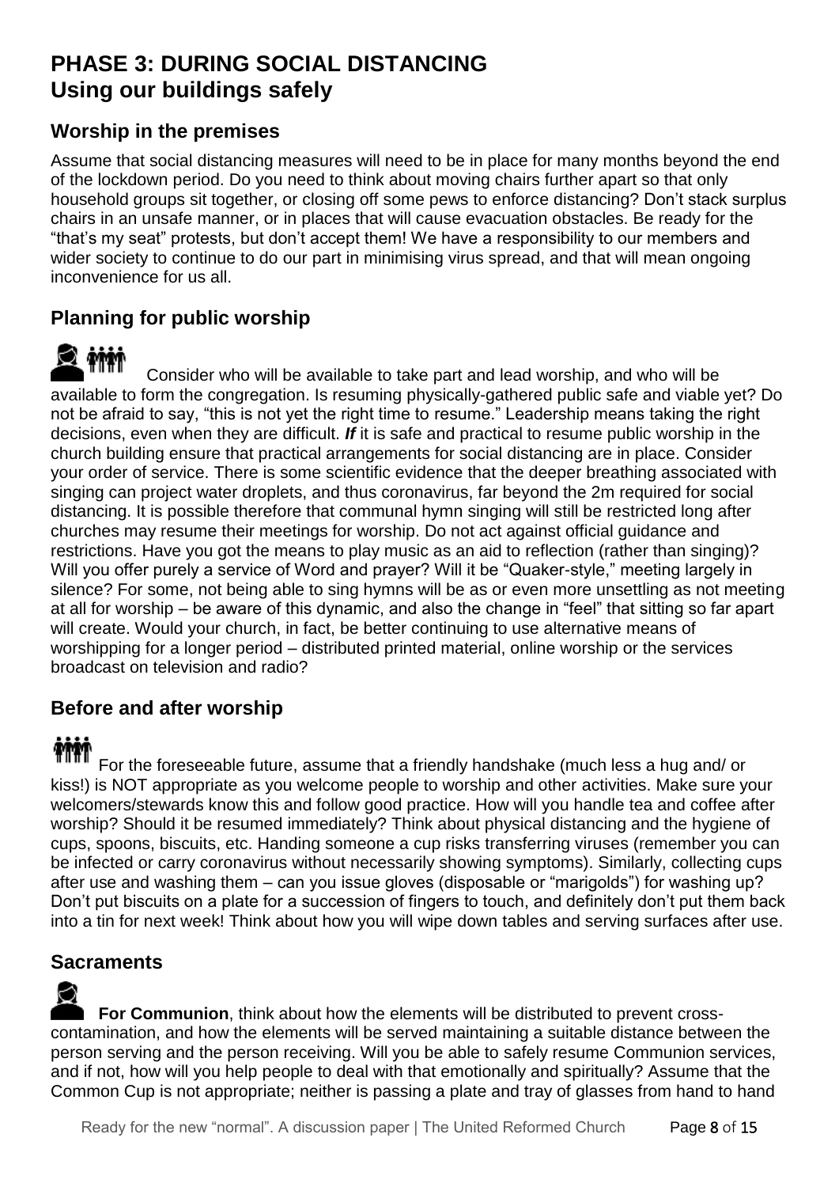# PHASE 3: DURING SOCIAL DISTANCING

# Using our buildings safely

## Worship in the premises

Assume that social distancing measures will need to be in place for many months beyond the end of the lockdown period. Do you need to think about moving chairs further apart so that only household groups sit together, or closing off some pews to enforce distancing? Don't stack surplus chairs in an unsafe manner, or in places that will cause evacuation obstacles. Be ready for the "that's my seat" protests, but don't accept them! We have a responsibility to our members and wider society to continue to do our part in minimising virus spread, and that will mean ongoing inconvenience for us all.

## Planning for public worship

Consider who will be available to take part and lead worship, and who will be available to form the congregation. Is resuming physically-gathered public safe and viable yet? Do not be afraid to say, "this is not yet the right time to resume." Leadership means taking the right decisions, even when they are difficult. ***If*** it is safe and practical to resume public worship in the church building ensure that practical arrangements for social distancing are in place. Consider your order of service. There is some scientific evidence that the deeper breathing associated with singing can project water droplets, and thus coronavirus, far beyond the 2m required for social distancing. It is possible therefore that communal hymn singing will still be restricted long after churches may resume their meetings for worship. Do not act against official guidance and restrictions. Have you got the means to play music as an aid to reflection (rather than singing)? Will you offer purely a service of Word and prayer? Will it be "Quaker-style," meeting largely in silence? For some, not being able to sing hymns will be as or even more unsettling as not meeting at all for worship – be aware of this dynamic, and also the change in "feel" that sitting so far apart will create. Would your church, in fact, be better continuing to use alternative means of worshipping for a longer period – distributed printed material, online worship or the services broadcast on television and radio?

## Before and after worship

For the foreseeable future, assume that a friendly handshake (much less a hug and/ or kiss!) is NOT appropriate as you welcome people to worship and other activities. Make sure your welcomers/stewards know this and follow good practice. How will you handle tea and coffee after worship? Should it be resumed immediately? Think about physical distancing and the hygiene of cups, spoons, biscuits, etc. Handing someone a cup risks transferring viruses (remember you can be infected or carry coronavirus without necessarily showing symptoms). Similarly, collecting cups after use and washing them – can you issue gloves (disposable or "marigolds") for washing up? Don't put biscuits on a plate for a succession of fingers to touch, and definitely don't put them back into a tin for next week! Think about how you will wipe down tables and serving surfaces after use.

## Sacraments

**For Communion**, think about how the elements will be distributed to prevent cross-contamination, and how the elements will be served maintaining a suitable distance between the person serving and the person receiving. Will you be able to safely resume Communion services, and if not, how will you help people to deal with that emotionally and spiritually? Assume that the Common Cup is not appropriate; neither is passing a plate and tray of glasses from hand to hand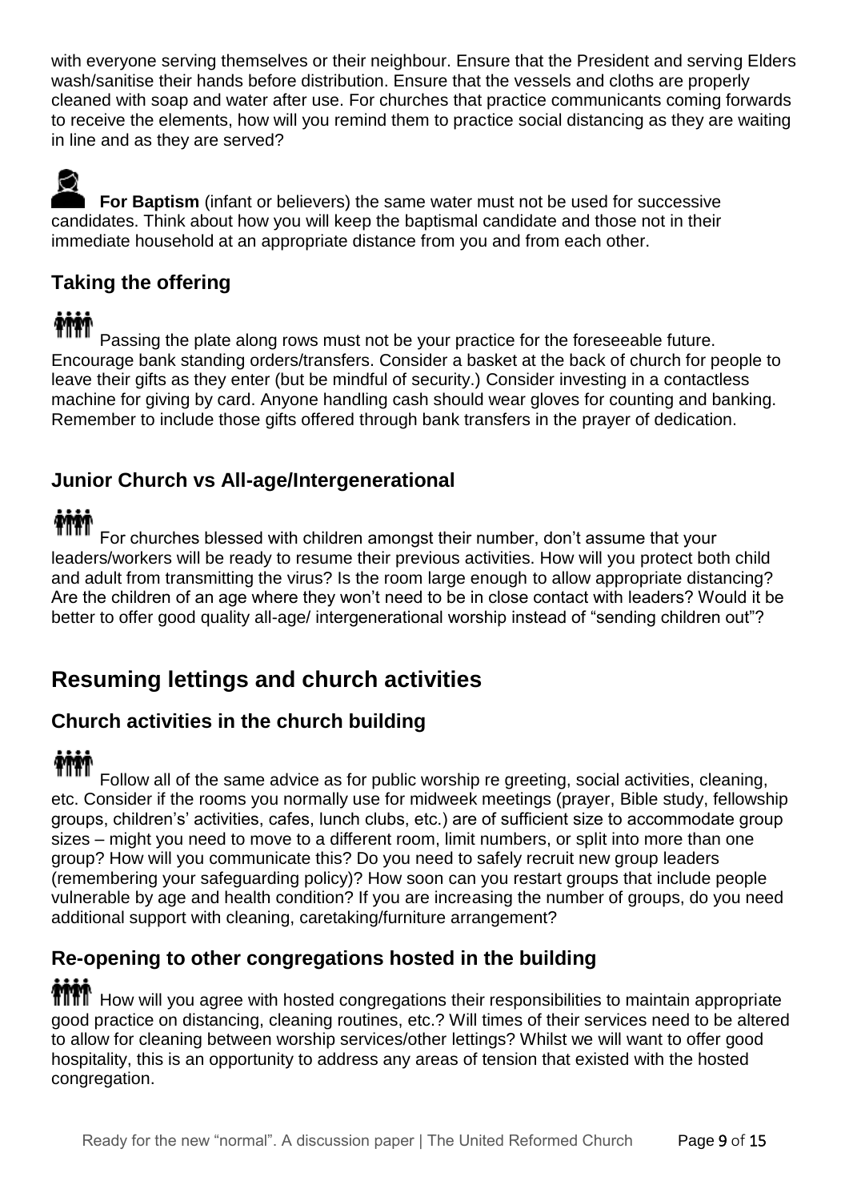with everyone serving themselves or their neighbour. Ensure that the President and serving Elders wash/sanitise their hands before distribution. Ensure that the vessels and cloths are properly cleaned with soap and water after use. For churches that practice communicants coming forwards to receive the elements, how will you remind them to practice social distancing as they are waiting in line and as they are served?

**For Baptism** (infant or believers) the same water must not be used for successive candidates. Think about how you will keep the baptismal candidate and those not in their immediate household at an appropriate distance from you and from each other.

### Taking the offering

Passing the plate along rows must not be your practice for the foreseeable future. Encourage bank standing orders/transfers. Consider a basket at the back of church for people to leave their gifts as they enter (but be mindful of security.) Consider investing in a contactless machine for giving by card. Anyone handling cash should wear gloves for counting and banking. Remember to include those gifts offered through bank transfers in the prayer of dedication.

### Junior Church vs All-age/Intergenerational

For churches blessed with children amongst their number, don't assume that your leaders/workers will be ready to resume their previous activities. How will you protect both child and adult from transmitting the virus? Is the room large enough to allow appropriate distancing? Are the children of an age where they won't need to be in close contact with leaders? Would it be better to offer good quality all-age/ intergenerational worship instead of "sending children out"?

## Resuming lettings and church activities

### Church activities in the church building

Follow all of the same advice as for public worship re greeting, social activities, cleaning, etc. Consider if the rooms you normally use for midweek meetings (prayer, Bible study, fellowship groups, children's' activities, cafes, lunch clubs, etc.) are of sufficient size to accommodate group sizes – might you need to move to a different room, limit numbers, or split into more than one group? How will you communicate this? Do you need to safely recruit new group leaders (remembering your safeguarding policy)? How soon can you restart groups that include people vulnerable by age and health condition? If you are increasing the number of groups, do you need additional support with cleaning, caretaking/furniture arrangement?

### Re-opening to other congregations hosted in the building

How will you agree with hosted congregations their responsibilities to maintain appropriate good practice on distancing, cleaning routines, etc.? Will times of their services need to be altered to allow for cleaning between worship services/other lettings? Whilst we will want to offer good hospitality, this is an opportunity to address any areas of tension that existed with the hosted congregation.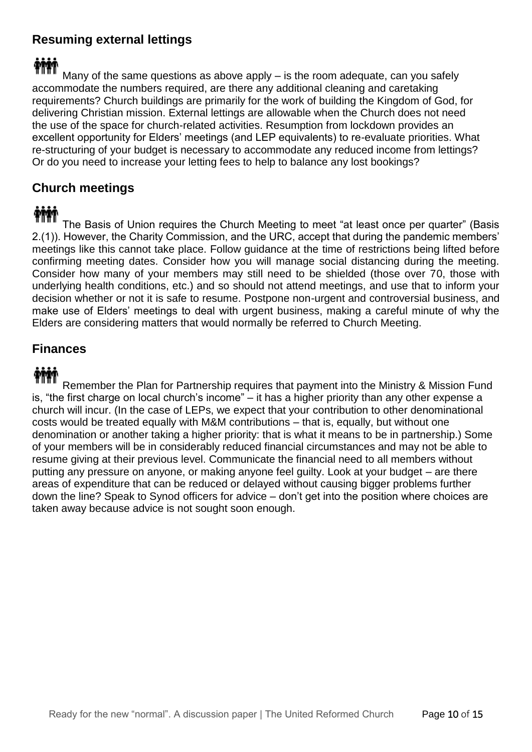## Resuming external lettings

Many of the same questions as above apply – is the room adequate, can you safely accommodate the numbers required, are there any additional cleaning and caretaking requirements? Church buildings are primarily for the work of building the Kingdom of God, for delivering Christian mission. External lettings are allowable when the Church does not need the use of the space for church-related activities. Resumption from lockdown provides an excellent opportunity for Elders' meetings (and LEP equivalents) to re-evaluate priorities. What re-structuring of your budget is necessary to accommodate any reduced income from lettings? Or do you need to increase your letting fees to help to balance any lost bookings?

## Church meetings

The Basis of Union requires the Church Meeting to meet "at least once per quarter" (Basis 2.(1)). However, the Charity Commission, and the URC, accept that during the pandemic members' meetings like this cannot take place. Follow guidance at the time of restrictions being lifted before confirming meeting dates. Consider how you will manage social distancing during the meeting. Consider how many of your members may still need to be shielded (those over 70, those with underlying health conditions, etc.) and so should not attend meetings, and use that to inform your decision whether or not it is safe to resume. Postpone non-urgent and controversial business, and make use of Elders' meetings to deal with urgent business, making a careful minute of why the Elders are considering matters that would normally be referred to Church Meeting.

## Finances

Remember the Plan for Partnership requires that payment into the Ministry & Mission Fund is, "the first charge on local church's income" – it has a higher priority than any other expense a church will incur. (In the case of LEPs, we expect that your contribution to other denominational costs would be treated equally with M&M contributions – that is, equally, but without one denomination or another taking a higher priority: that is what it means to be in partnership.) Some of your members will be in considerably reduced financial circumstances and may not be able to resume giving at their previous level. Communicate the financial need to all members without putting any pressure on anyone, or making anyone feel guilty. Look at your budget – are there areas of expenditure that can be reduced or delayed without causing bigger problems further down the line? Speak to Synod officers for advice – don't get into the position where choices are taken away because advice is not sought soon enough.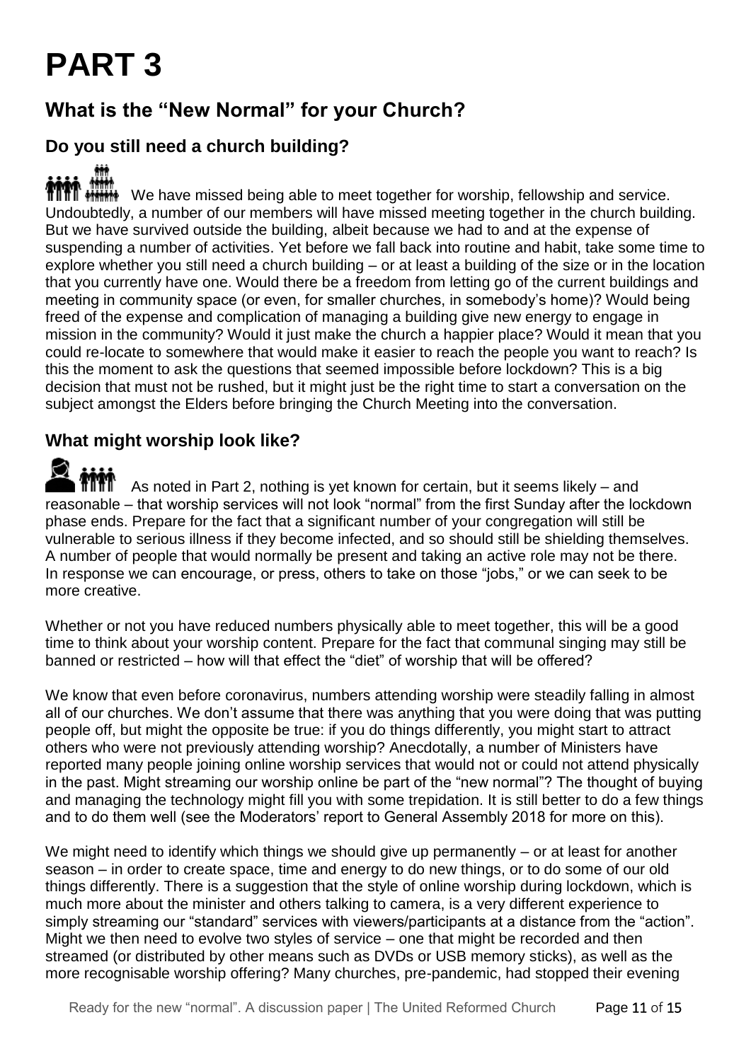# PART 3

## What is the "New Normal" for your Church?

### Do you still need a church building?

We have missed being able to meet together for worship, fellowship and service. Undoubtedly, a number of our members will have missed meeting together in the church building. But we have survived outside the building, albeit because we had to and at the expense of suspending a number of activities. Yet before we fall back into routine and habit, take some time to explore whether you still need a church building – or at least a building of the size or in the location that you currently have one. Would there be a freedom from letting go of the current buildings and meeting in community space (or even, for smaller churches, in somebody's home)? Would being freed of the expense and complication of managing a building give new energy to engage in mission in the community? Would it just make the church a happier place? Would it mean that you could re-locate to somewhere that would make it easier to reach the people you want to reach? Is this the moment to ask the questions that seemed impossible before lockdown? This is a big decision that must not be rushed, but it might just be the right time to start a conversation on the subject amongst the Elders before bringing the Church Meeting into the conversation.

### What might worship look like?

As noted in Part 2, nothing is yet known for certain, but it seems likely – and reasonable – that worship services will not look "normal" from the first Sunday after the lockdown phase ends. Prepare for the fact that a significant number of your congregation will still be vulnerable to serious illness if they become infected, and so should still be shielding themselves. A number of people that would normally be present and taking an active role may not be there. In response we can encourage, or press, others to take on those "jobs," or we can seek to be more creative.

Whether or not you have reduced numbers physically able to meet together, this will be a good time to think about your worship content. Prepare for the fact that communal singing may still be banned or restricted – how will that effect the "diet" of worship that will be offered?

We know that even before coronavirus, numbers attending worship were steadily falling in almost all of our churches. We don't assume that there was anything that you were doing that was putting people off, but might the opposite be true: if you do things differently, you might start to attract others who were not previously attending worship? Anecdotally, a number of Ministers have reported many people joining online worship services that would not or could not attend physically in the past. Might streaming our worship online be part of the "new normal"? The thought of buying and managing the technology might fill you with some trepidation. It is still better to do a few things and to do them well (see the Moderators' report to General Assembly 2018 for more on this).

We might need to identify which things we should give up permanently – or at least for another season – in order to create space, time and energy to do new things, or to do some of our old things differently. There is a suggestion that the style of online worship during lockdown, which is much more about the minister and others talking to camera, is a very different experience to simply streaming our "standard" services with viewers/participants at a distance from the "action". Might we then need to evolve two styles of service – one that might be recorded and then streamed (or distributed by other means such as DVDs or USB memory sticks), as well as the more recognisable worship offering? Many churches, pre-pandemic, had stopped their evening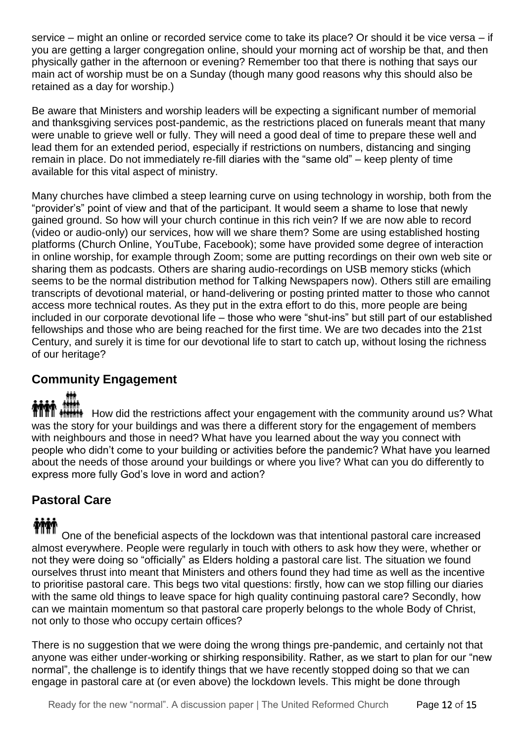service – might an online or recorded service come to take its place? Or should it be vice versa – if you are getting a larger congregation online, should your morning act of worship be that, and then physically gather in the afternoon or evening? Remember too that there is nothing that says our main act of worship must be on a Sunday (though many good reasons why this should also be retained as a day for worship.)

Be aware that Ministers and worship leaders will be expecting a significant number of memorial and thanksgiving services post-pandemic, as the restrictions placed on funerals meant that many were unable to grieve well or fully. They will need a good deal of time to prepare these well and lead them for an extended period, especially if restrictions on numbers, distancing and singing remain in place. Do not immediately re-fill diaries with the "same old" – keep plenty of time available for this vital aspect of ministry.

Many churches have climbed a steep learning curve on using technology in worship, both from the "provider's" point of view and that of the participant. It would seem a shame to lose that newly gained ground. So how will your church continue in this rich vein? If we are now able to record (video or audio-only) our services, how will we share them? Some are using established hosting platforms (Church Online, YouTube, Facebook); some have provided some degree of interaction in online worship, for example through Zoom; some are putting recordings on their own web site or sharing them as podcasts. Others are sharing audio-recordings on USB memory sticks (which seems to be the normal distribution method for Talking Newspapers now). Others still are emailing transcripts of devotional material, or hand-delivering or posting printed matter to those who cannot access more technical routes. As they put in the extra effort to do this, more people are being included in our corporate devotional life – those who were "shut-ins" but still part of our established fellowships and those who are being reached for the first time. We are two decades into the 21st Century, and surely it is time for our devotional life to start to catch up, without losing the richness of our heritage?

## Community Engagement

How did the restrictions affect your engagement with the community around us? What was the story for your buildings and was there a different story for the engagement of members with neighbours and those in need? What have you learned about the way you connect with people who didn't come to your building or activities before the pandemic? What have you learned about the needs of those around your buildings or where you live? What can you do differently to express more fully God's love in word and action?

## Pastoral Care

One of the beneficial aspects of the lockdown was that intentional pastoral care increased almost everywhere. People were regularly in touch with others to ask how they were, whether or not they were doing so "officially" as Elders holding a pastoral care list. The situation we found ourselves thrust into meant that Ministers and others found they had time as well as the incentive to prioritise pastoral care. This begs two vital questions: firstly, how can we stop filling our diaries with the same old things to leave space for high quality continuing pastoral care? Secondly, how can we maintain momentum so that pastoral care properly belongs to the whole Body of Christ, not only to those who occupy certain offices?

There is no suggestion that we were doing the wrong things pre-pandemic, and certainly not that anyone was either under-working or shirking responsibility. Rather, as we start to plan for our "new normal", the challenge is to identify things that we have recently stopped doing so that we can engage in pastoral care at (or even above) the lockdown levels. This might be done through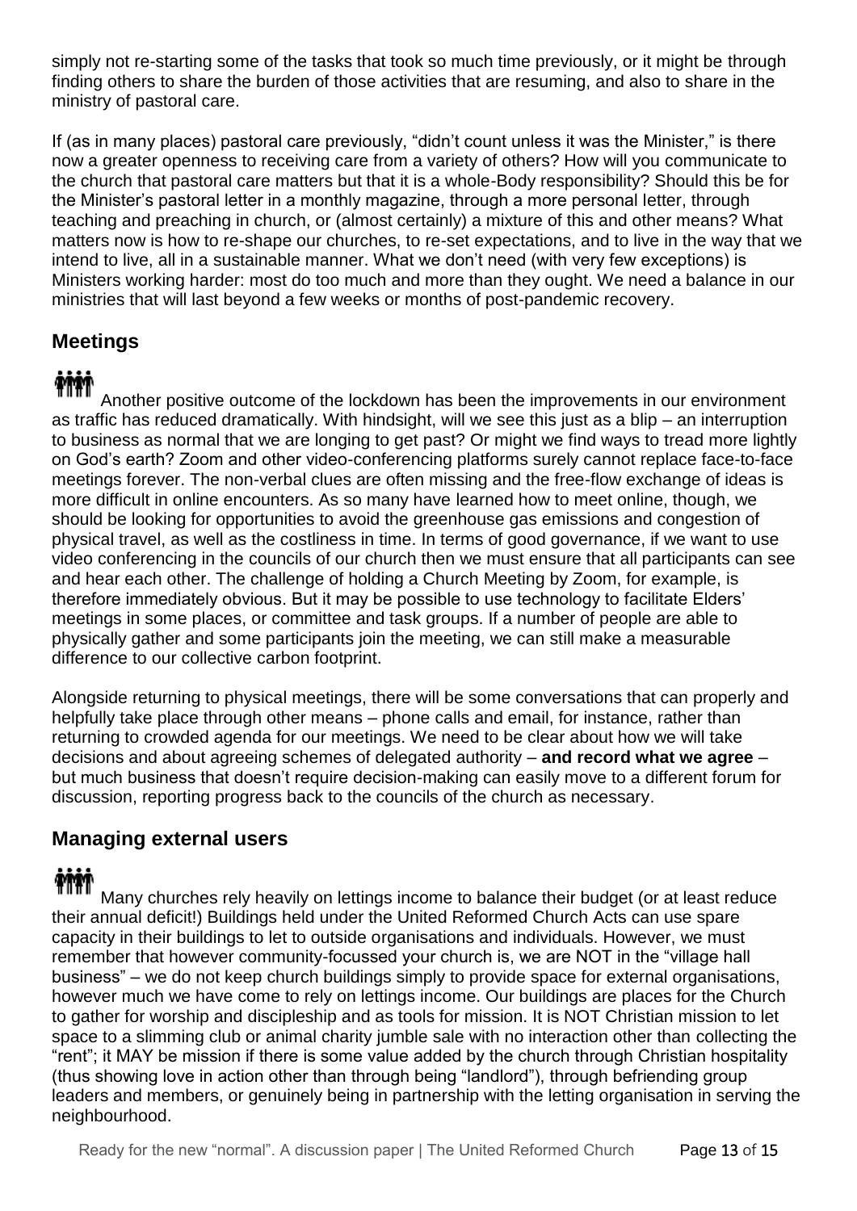simply not re-starting some of the tasks that took so much time previously, or it might be through finding others to share the burden of those activities that are resuming, and also to share in the ministry of pastoral care.

If (as in many places) pastoral care previously, "didn't count unless it was the Minister," is there now a greater openness to receiving care from a variety of others? How will you communicate to the church that pastoral care matters but that it is a whole-Body responsibility? Should this be for the Minister's pastoral letter in a monthly magazine, through a more personal letter, through teaching and preaching in church, or (almost certainly) a mixture of this and other means? What matters now is how to re-shape our churches, to re-set expectations, and to live in the way that we intend to live, all in a sustainable manner. What we don't need (with very few exceptions) is Ministers working harder: most do too much and more than they ought. We need a balance in our ministries that will last beyond a few weeks or months of post-pandemic recovery.

## Meetings

Another positive outcome of the lockdown has been the improvements in our environment as traffic has reduced dramatically. With hindsight, will we see this just as a blip – an interruption to business as normal that we are longing to get past? Or might we find ways to tread more lightly on God's earth? Zoom and other video-conferencing platforms surely cannot replace face-to-face meetings forever. The non-verbal clues are often missing and the free-flow exchange of ideas is more difficult in online encounters. As so many have learned how to meet online, though, we should be looking for opportunities to avoid the greenhouse gas emissions and congestion of physical travel, as well as the costliness in time. In terms of good governance, if we want to use video conferencing in the councils of our church then we must ensure that all participants can see and hear each other. The challenge of holding a Church Meeting by Zoom, for example, is therefore immediately obvious. But it may be possible to use technology to facilitate Elders' meetings in some places, or committee and task groups. If a number of people are able to physically gather and some participants join the meeting, we can still make a measurable difference to our collective carbon footprint.

Alongside returning to physical meetings, there will be some conversations that can properly and helpfully take place through other means – phone calls and email, for instance, rather than returning to crowded agenda for our meetings. We need to be clear about how we will take decisions and about agreeing schemes of delegated authority – **and record what we agree** – but much business that doesn't require decision-making can easily move to a different forum for discussion, reporting progress back to the councils of the church as necessary.

## Managing external users

Many churches rely heavily on lettings income to balance their budget (or at least reduce their annual deficit!) Buildings held under the United Reformed Church Acts can use spare capacity in their buildings to let to outside organisations and individuals. However, we must remember that however community-focussed your church is, we are NOT in the "village hall business" – we do not keep church buildings simply to provide space for external organisations, however much we have come to rely on lettings income. Our buildings are places for the Church to gather for worship and discipleship and as tools for mission. It is NOT Christian mission to let space to a slimming club or animal charity jumble sale with no interaction other than collecting the "rent"; it MAY be mission if there is some value added by the church through Christian hospitality (thus showing love in action other than through being "landlord"), through befriending group leaders and members, or genuinely being in partnership with the letting organisation in serving the neighbourhood.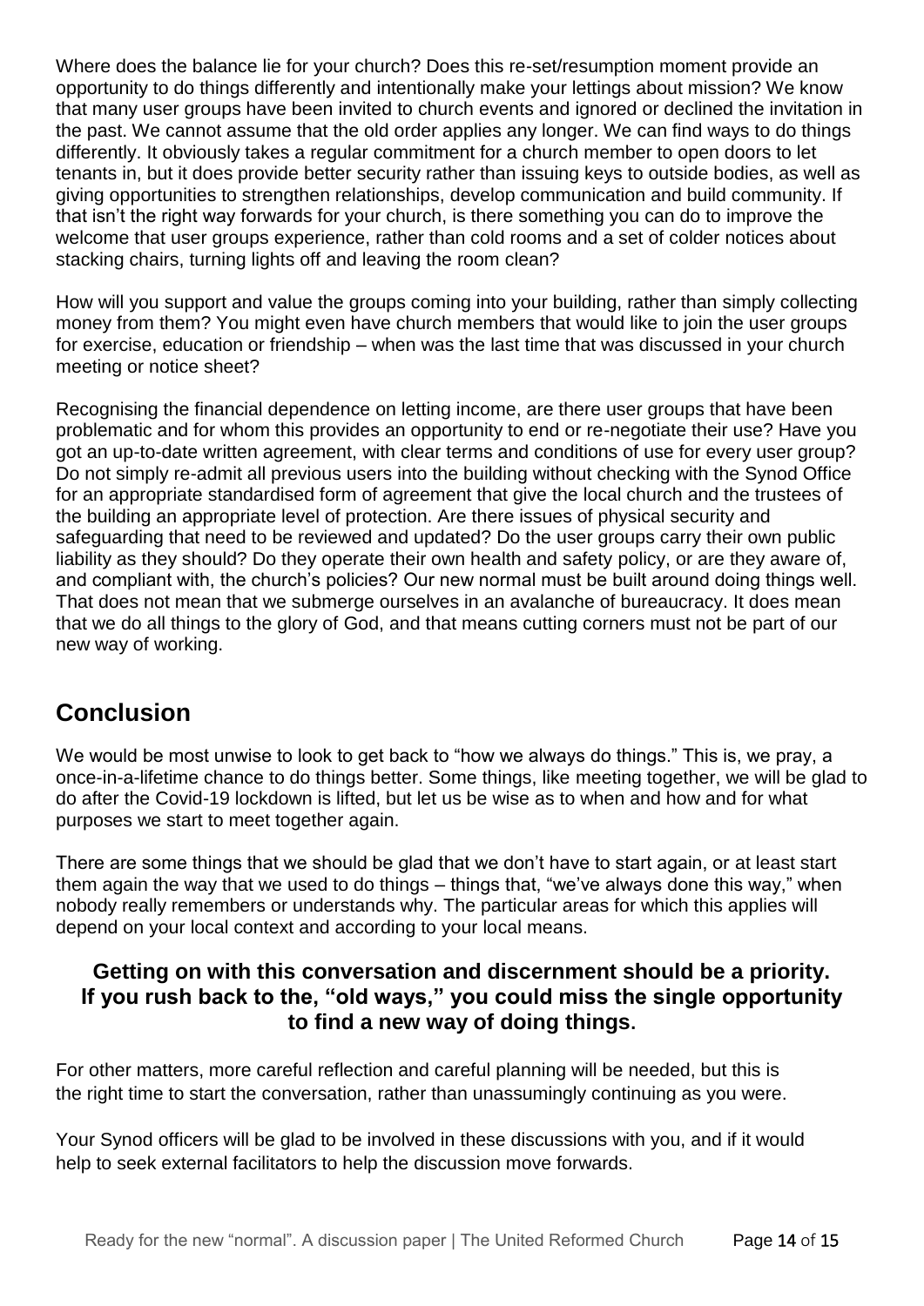Where does the balance lie for your church? Does this re-set/resumption moment provide an opportunity to do things differently and intentionally make your lettings about mission? We know that many user groups have been invited to church events and ignored or declined the invitation in the past. We cannot assume that the old order applies any longer. We can find ways to do things differently. It obviously takes a regular commitment for a church member to open doors to let tenants in, but it does provide better security rather than issuing keys to outside bodies, as well as giving opportunities to strengthen relationships, develop communication and build community. If that isn't the right way forwards for your church, is there something you can do to improve the welcome that user groups experience, rather than cold rooms and a set of colder notices about stacking chairs, turning lights off and leaving the room clean?

How will you support and value the groups coming into your building, rather than simply collecting money from them? You might even have church members that would like to join the user groups for exercise, education or friendship – when was the last time that was discussed in your church meeting or notice sheet?

Recognising the financial dependence on letting income, are there user groups that have been problematic and for whom this provides an opportunity to end or re-negotiate their use? Have you got an up-to-date written agreement, with clear terms and conditions of use for every user group? Do not simply re-admit all previous users into the building without checking with the Synod Office for an appropriate standardised form of agreement that give the local church and the trustees of the building an appropriate level of protection. Are there issues of physical security and safeguarding that need to be reviewed and updated? Do the user groups carry their own public liability as they should? Do they operate their own health and safety policy, or are they aware of, and compliant with, the church's policies? Our new normal must be built around doing things well. That does not mean that we submerge ourselves in an avalanche of bureaucracy. It does mean that we do all things to the glory of God, and that means cutting corners must not be part of our new way of working.

## Conclusion

We would be most unwise to look to get back to "how we always do things." This is, we pray, a once-in-a-lifetime chance to do things better. Some things, like meeting together, we will be glad to do after the Covid-19 lockdown is lifted, but let us be wise as to when and how and for what purposes we start to meet together again.

There are some things that we should be glad that we don't have to start again, or at least start them again the way that we used to do things – things that, "we've always done this way," when nobody really remembers or understands why. The particular areas for which this applies will depend on your local context and according to your local means.

**Getting on with this conversation and discernment should be a priority. If you rush back to the, "old ways," you could miss the single opportunity to find a new way of doing things.**

For other matters, more careful reflection and careful planning will be needed, but this is the right time to start the conversation, rather than unassumingly continuing as you were.

Your Synod officers will be glad to be involved in these discussions with you, and if it would help to seek external facilitators to help the discussion move forwards.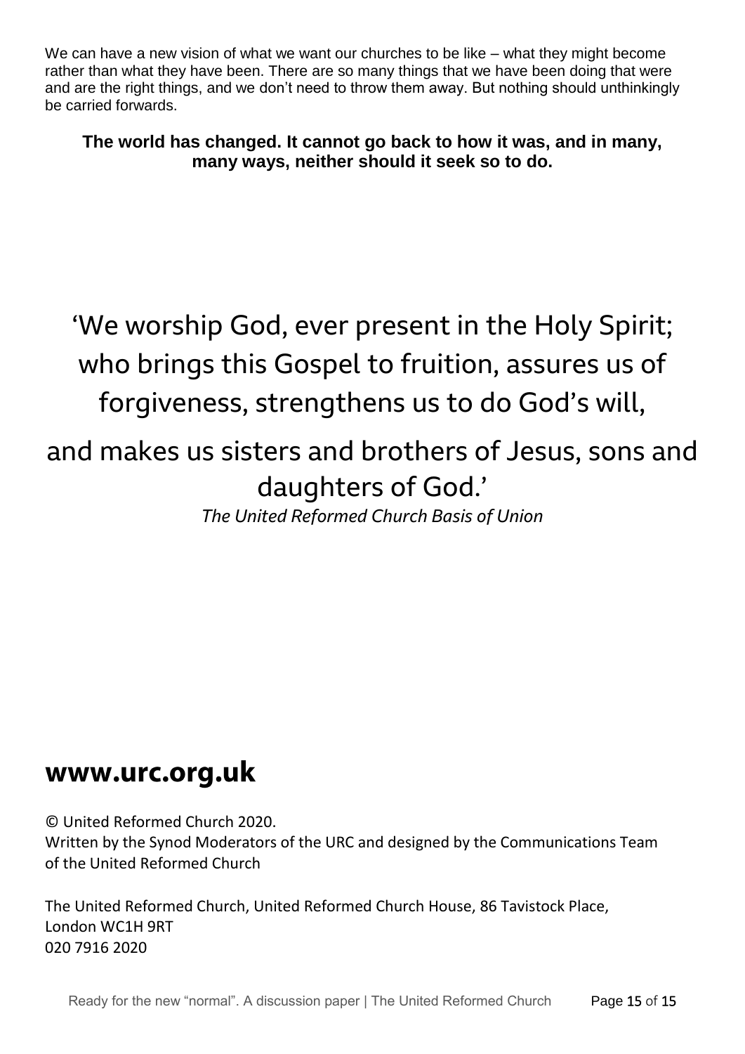We can have a new vision of what we want our churches to be like – what they might become rather than what they have been. There are so many things that we have been doing that were and are the right things, and we don't need to throw them away. But nothing should unthinkingly be carried forwards.

**The world has changed. It cannot go back to how it was, and in many, many ways, neither should it seek so to do.**

'We worship God, ever present in the Holy Spirit; who brings this Gospel to fruition, assures us of forgiveness, strengthens us to do God's will,

and makes us sisters and brothers of Jesus, sons and daughters of God.'

*The United Reformed Church Basis of Union*

## www.urc.org.uk

© United Reformed Church 2020.
Written by the Synod Moderators of the URC and designed by the Communications Team of the United Reformed Church

The United Reformed Church, United Reformed Church House, 86 Tavistock Place, London WC1H 9RT
020 7916 2020